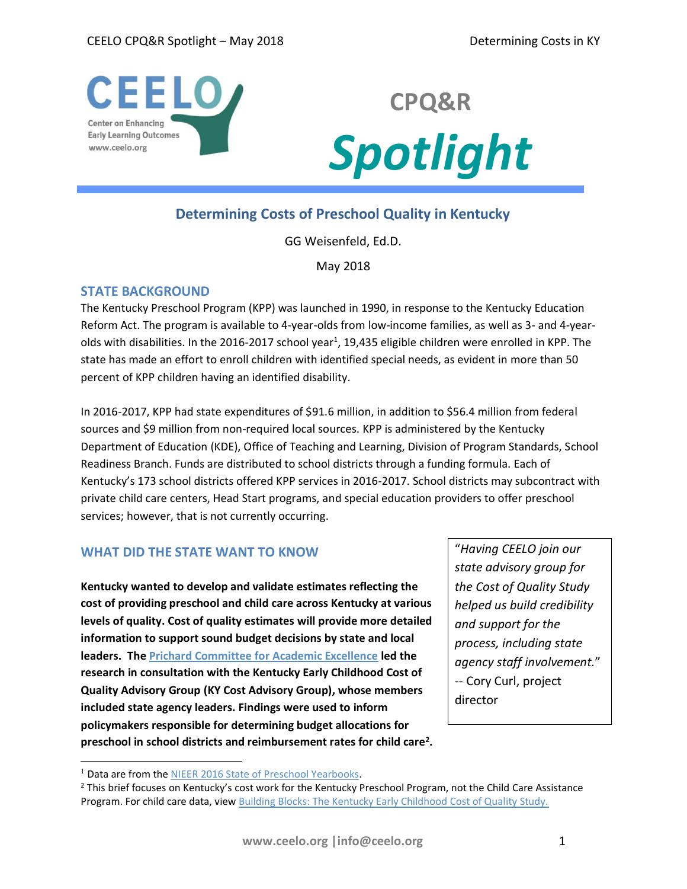# CPQ&R Spotlight

## Determining Costs of Preschool Quality in Kentucky

GG Weisenfeld, Ed.D.

May 2018

### STATE BACKGROUND

The Kentucky Preschool Program (KPP) was launched in 1990, in response to the Kentucky Education Reform Act. The program is available to 4-year-olds from low-income families, as well as 3- and 4-year-olds with disabilities. In the 2016-2017 school year[1], 19,435 eligible children were enrolled in KPP. The state has made an effort to enroll children with identified special needs, as evident in more than 50 percent of KPP children having an identified disability.

In 2016-2017, KPP had state expenditures of $91.6 million, in addition to $56.4 million from federal sources and $9 million from non-required local sources. KPP is administered by the Kentucky Department of Education (KDE), Office of Teaching and Learning, Division of Program Standards, School Readiness Branch. Funds are distributed to school districts through a funding formula. Each of Kentucky's 173 school districts offered KPP services in 2016-2017. School districts may subcontract with private child care centers, Head Start programs, and special education providers to offer preschool services; however, that is not currently occurring.

### WHAT DID THE STATE WANT TO KNOW

**Kentucky wanted to develop and validate estimates reflecting the cost of providing preschool and child care across Kentucky at various levels of quality. Cost of quality estimates will provide more detailed information to support sound budget decisions by state and local leaders. The Prichard Committee for Academic Excellence led the research in consultation with the Kentucky Early Childhood Cost of Quality Advisory Group (KY Cost Advisory Group), whose members included state agency leaders. Findings were used to inform policymakers responsible for determining budget allocations for preschool in school districts and reimbursement rates for child care[2].**

> *"Having CEELO join our state advisory group for the Cost of Quality Study helped us build credibility and support for the process, including state agency staff involvement."* -- Cory Curl, project director

[1] Data are from the NIEER 2016 State of Preschool Yearbooks.

[2] This brief focuses on Kentucky's cost work for the Kentucky Preschool Program, not the Child Care Assistance Program. For child care data, view Building Blocks: The Kentucky Early Childhood Cost of Quality Study.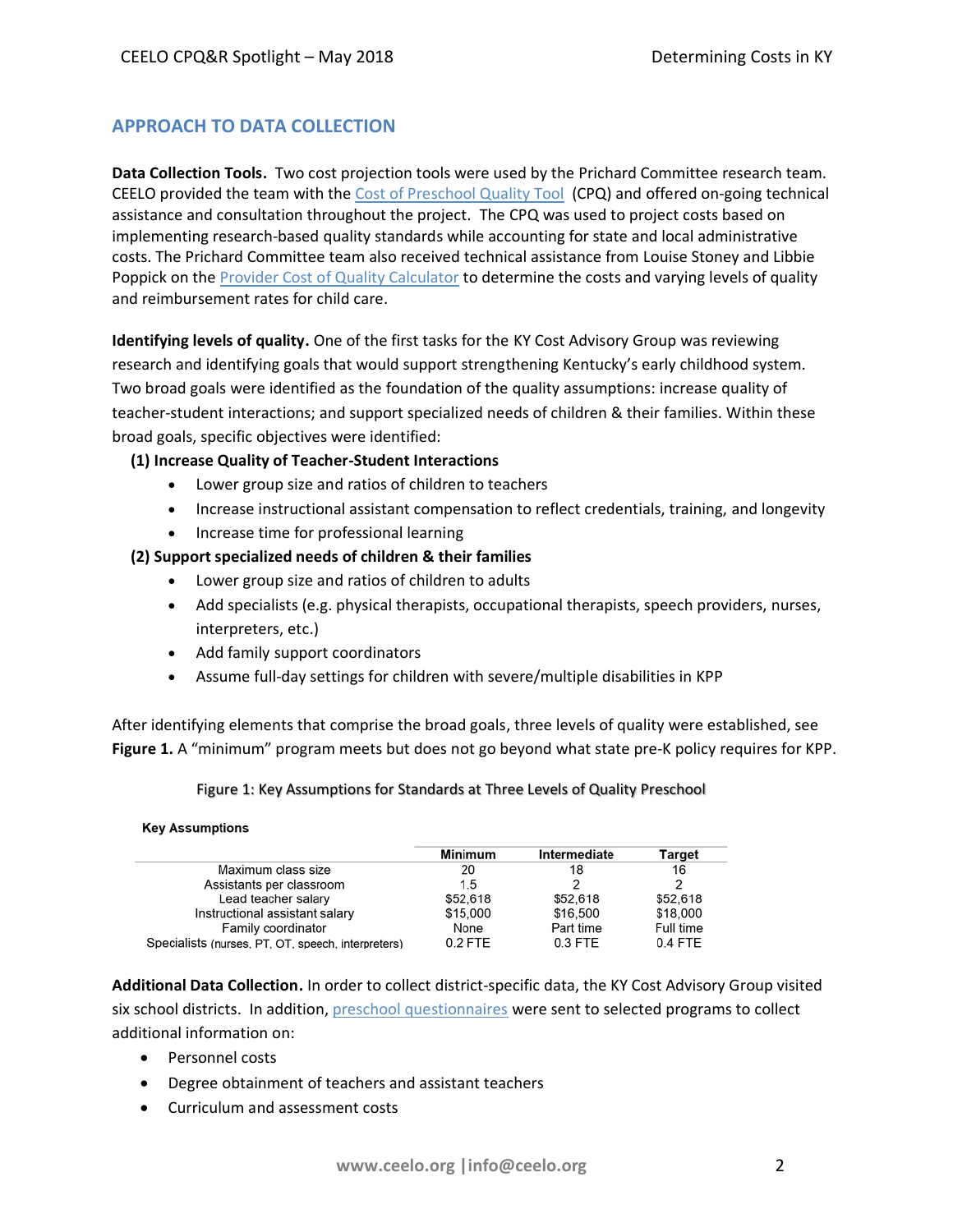## APPROACH TO DATA COLLECTION

**Data Collection Tools.** Two cost projection tools were used by the Prichard Committee research team. CEELO provided the team with the Cost of Preschool Quality Tool (CPQ) and offered on-going technical assistance and consultation throughout the project. The CPQ was used to project costs based on implementing research-based quality standards while accounting for state and local administrative costs. The Prichard Committee team also received technical assistance from Louise Stoney and Libbie Poppick on the Provider Cost of Quality Calculator to determine the costs and varying levels of quality and reimbursement rates for child care.

**Identifying levels of quality.** One of the first tasks for the KY Cost Advisory Group was reviewing research and identifying goals that would support strengthening Kentucky's early childhood system. Two broad goals were identified as the foundation of the quality assumptions: increase quality of teacher-student interactions; and support specialized needs of children & their families. Within these broad goals, specific objectives were identified:

**(1) Increase Quality of Teacher-Student Interactions**

- Lower group size and ratios of children to teachers
- Increase instructional assistant compensation to reflect credentials, training, and longevity
- Increase time for professional learning

**(2) Support specialized needs of children & their families**

- Lower group size and ratios of children to adults
- Add specialists (e.g. physical therapists, occupational therapists, speech providers, nurses, interpreters, etc.)
- Add family support coordinators
- Assume full-day settings for children with severe/multiple disabilities in KPP

After identifying elements that comprise the broad goals, three levels of quality were established, see **Figure 1.** A "minimum" program meets but does not go beyond what state pre-K policy requires for KPP.

Figure 1: Key Assumptions for Standards at Three Levels of Quality Preschool

**Key Assumptions**

| | Minimum | Intermediate | Target |
|---|---|---|---|
| Maximum class size | 20 | 18 | 16 |
| Assistants per classroom | 1.5 | 2 | 2 |
| Lead teacher salary | $52,618 | $52,618 | $52,618 |
| Instructional assistant salary | $15,000 | $16,500 | $18,000 |
| Family coordinator | None | Part time | Full time |
| Specialists (nurses, PT, OT, speech, interpreters) | 0.2 FTE | 0.3 FTE | 0.4 FTE |

**Additional Data Collection.** In order to collect district-specific data, the KY Cost Advisory Group visited six school districts. In addition, preschool questionnaires were sent to selected programs to collect additional information on:

- Personnel costs
- Degree obtainment of teachers and assistant teachers
- Curriculum and assessment costs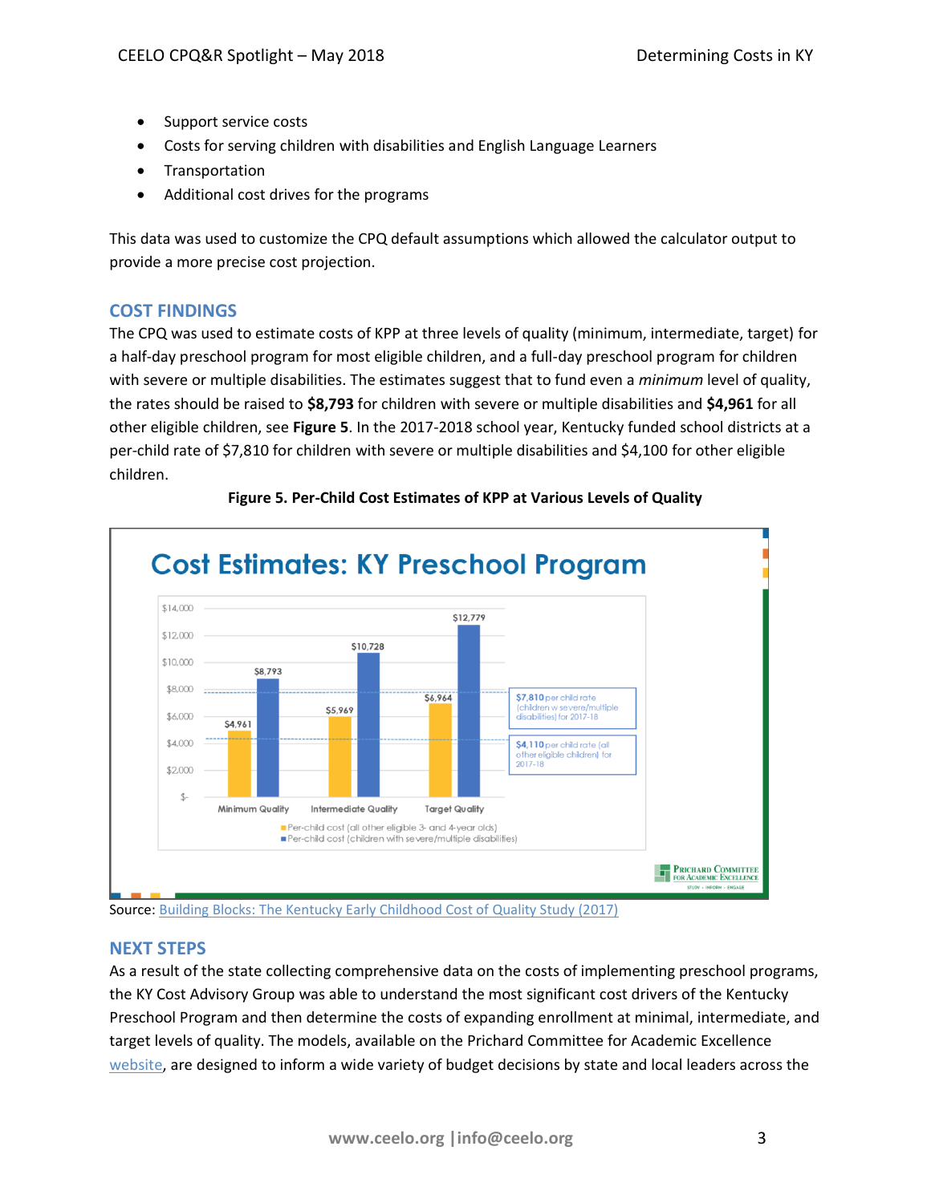- Support service costs
- Costs for serving children with disabilities and English Language Learners
- Transportation
- Additional cost drives for the programs

This data was used to customize the CPQ default assumptions which allowed the calculator output to provide a more precise cost projection.

## COST FINDINGS

The CPQ was used to estimate costs of KPP at three levels of quality (minimum, intermediate, target) for a half-day preschool program for most eligible children, and a full-day preschool program for children with severe or multiple disabilities. The estimates suggest that to fund even a *minimum* level of quality, the rates should be raised to **$8,793** for children with severe or multiple disabilities and **$4,961** for all other eligible children, see **Figure 5**. In the 2017-2018 school year, Kentucky funded school districts at a per-child rate of $7,810 for children with severe or multiple disabilities and $4,100 for other eligible children.

**Figure 5. Per-Child Cost Estimates of KPP at Various Levels of Quality**

**Cost Estimates: KY Preschool Program**

| | Minimum Quality | Intermediate Quality | Target Quality |
|---|---|---|---|
| Per-child cost (all other eligible 3- and 4-year olds) | $4,961 | $5,969 | $6,964 |
| Per-child cost (children with severe/multiple disabilities) | $8,793 | $10,728 | $12,779 |

$7,810 per child rate (children w severe/multiple disabilities) for 2017-18

$4,110 per child rate (all other eligible children) for 2017-18

Prichard Committee for Academic Excellence

Source: [Building Blocks: The Kentucky Early Childhood Cost of Quality Study (2017)]()

## NEXT STEPS

As a result of the state collecting comprehensive data on the costs of implementing preschool programs, the KY Cost Advisory Group was able to understand the most significant cost drivers of the Kentucky Preschool Program and then determine the costs of expanding enrollment at minimal, intermediate, and target levels of quality. The models, available on the Prichard Committee for Academic Excellence [website](), are designed to inform a wide variety of budget decisions by state and local leaders across the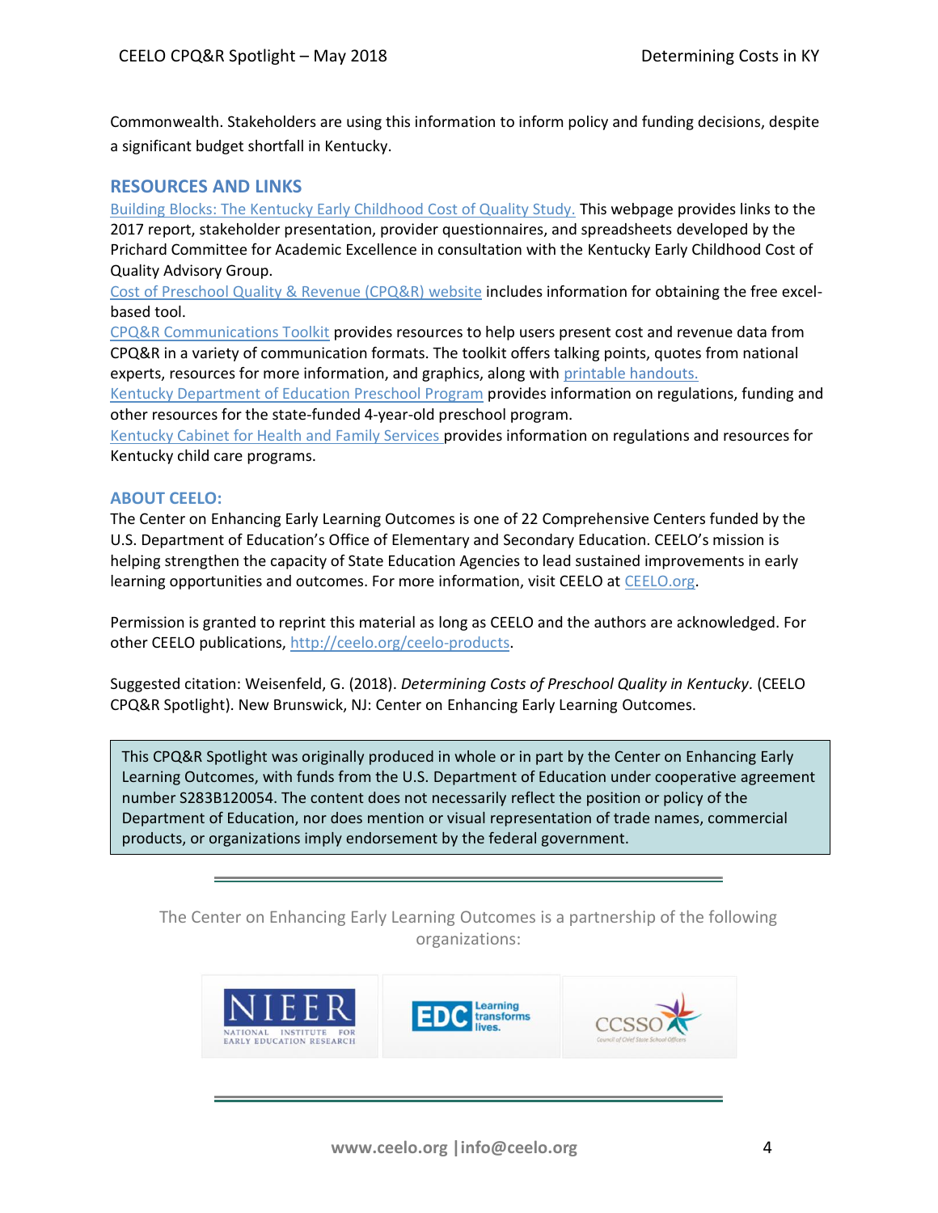Commonwealth. Stakeholders are using this information to inform policy and funding decisions, despite a significant budget shortfall in Kentucky.

## RESOURCES AND LINKS

Building Blocks: The Kentucky Early Childhood Cost of Quality Study. This webpage provides links to the 2017 report, stakeholder presentation, provider questionnaires, and spreadsheets developed by the Prichard Committee for Academic Excellence in consultation with the Kentucky Early Childhood Cost of Quality Advisory Group.

Cost of Preschool Quality & Revenue (CPQ&R) website includes information for obtaining the free excel-based tool.

CPQ&R Communications Toolkit provides resources to help users present cost and revenue data from CPQ&R in a variety of communication formats. The toolkit offers talking points, quotes from national experts, resources for more information, and graphics, along with printable handouts.

Kentucky Department of Education Preschool Program provides information on regulations, funding and other resources for the state-funded 4-year-old preschool program.

Kentucky Cabinet for Health and Family Services provides information on regulations and resources for Kentucky child care programs.

## ABOUT CEELO:

The Center on Enhancing Early Learning Outcomes is one of 22 Comprehensive Centers funded by the U.S. Department of Education's Office of Elementary and Secondary Education. CEELO's mission is helping strengthen the capacity of State Education Agencies to lead sustained improvements in early learning opportunities and outcomes. For more information, visit CEELO at CEELO.org.

Permission is granted to reprint this material as long as CEELO and the authors are acknowledged. For other CEELO publications, http://ceelo.org/ceelo-products.

Suggested citation: Weisenfeld, G. (2018). *Determining Costs of Preschool Quality in Kentucky.* (CEELO CPQ&R Spotlight). New Brunswick, NJ: Center on Enhancing Early Learning Outcomes.

This CPQ&R Spotlight was originally produced in whole or in part by the Center on Enhancing Early Learning Outcomes, with funds from the U.S. Department of Education under cooperative agreement number S283B120054. The content does not necessarily reflect the position or policy of the Department of Education, nor does mention or visual representation of trade names, commercial products, or organizations imply endorsement by the federal government.

---

The Center on Enhancing Early Learning Outcomes is a partnership of the following organizations:

NIEER — National Institute for Early Education Research | EDC — Learning transforms lives. | CCSSO — Council of Chief State School Officers

---

www.ceelo.org | info@ceelo.org